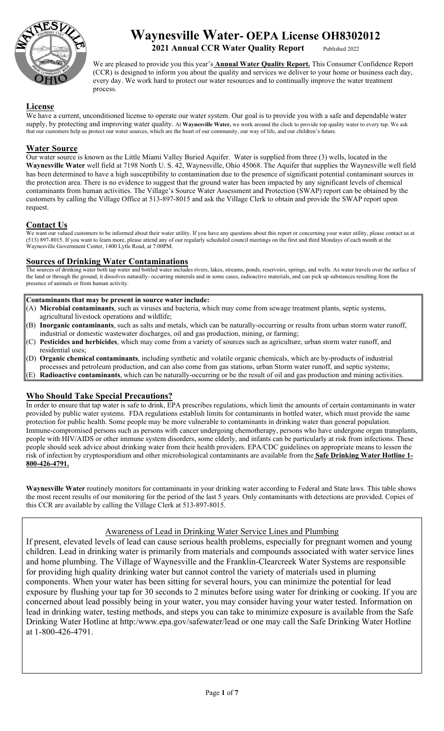# Waynesville Water- OEPA License OH8302012

**2021 Annual CCR Water Quality Report** Published 2022

We are pleased to provide you this year's **Annual Water Quality Report.** This Consumer Confidence Report (CCR) is designed to inform you about the quality and services we deliver to your home or business each day, every day. We work hard to protect our water resources and to continually improve the water treatment process.

## License

We have a current, unconditioned license to operate our water system. Our goal is to provide you with a safe and dependable water supply, by protecting and improving water quality. At **Waynesville Water,** we work around the clock to provide top quality water to every tap. We ask that our customers help us protect our water sources, which are the heart of our community, our way of life, and our children's future.

## Water Source

Our water source is known as the Little Miami Valley Buried Aquifer. Water is supplied from three (3) wells, located in the **Waynesville Water** well field at 7198 North U. S. 42, Waynesville, Ohio 45068. The Aquifer that supplies the Waynesville well field has been determined to have a high susceptibility to contamination due to the presence of significant potential contaminant sources in the protection area. There is no evidence to suggest that the ground water has been impacted by any significant levels of chemical contaminants from human activities. The Village's Source Water Assessment and Protection (SWAP) report can be obtained by the customers by calling the Village Office at 513-897-8015 and ask the Village Clerk to obtain and provide the SWAP report upon request.

## Contact Us

We want our valued customers to be informed about their water utility. If you have any questions about this report or concerning your water utility, please contact us at (513) 897-8015. If you want to learn more, please attend any of our regularly scheduled council meetings on the first and third Mondays of each month at the Waynesville Government Center, 1400 Lytle Road, at 7:00PM.

## Sources of Drinking Water Contaminations

The sources of drinking water both tap water and bottled water includes rivers, lakes, streams, ponds, reservoirs, springs, and wells. As water travels over the surface of the land or through the ground, it dissolves naturally- occurring minerals and in some cases, radioactive materials, and can pick up substances resulting from the presence of animals or from human activity.

**Contaminants that may be present in source water include:**

(A) **Microbial contaminants**, such as viruses and bacteria, which may come from sewage treatment plants, septic systems, agricultural livestock operations and wildlife;
(B) **Inorganic contaminants**, such as salts and metals, which can be naturally-occurring or results from urban storm water runoff, industrial or domestic wastewater discharges, oil and gas production, mining, or farming;
(C) **Pesticides and herbicides**, which may come from a variety of sources such as agriculture, urban storm water runoff, and residential uses;
(D) **Organic chemical contaminants**, including synthetic and volatile organic chemicals, which are by-products of industrial processes and petroleum production, and can also come from gas stations, urban Storm water runoff, and septic systems;
(E) **Radioactive contaminants**, which can be naturally-occurring or be the result of oil and gas production and mining activities.

## Who Should Take Special Precautions?

In order to ensure that tap water is safe to drink, EPA prescribes regulations, which limit the amounts of certain contaminants in water provided by public water systems. FDA regulations establish limits for contaminants in bottled water, which must provide the same protection for public health. Some people may be more vulnerable to contaminants in drinking water than general population. Immune-compromised persons such as persons with cancer undergoing chemotherapy, persons who have undergone organ transplants, people with HIV/AIDS or other immune system disorders, some elderly, and infants can be particularly at risk from infections. These people should seek advice about drinking water from their health providers. EPA/CDC guidelines on appropriate means to lessen the risk of infection by cryptosporidium and other microbiological contaminants are available from the **Safe Drinking Water Hotline 1-800-426-4791.**

**Waynesville Water** routinely monitors for contaminants in your drinking water according to Federal and State laws. This table shows the most recent results of our monitoring for the period of the last 5 years. Only contaminants with detections are provided. Copies of this CCR are available by calling the Village Clerk at 513-897-8015.

### Awareness of Lead in Drinking Water Service Lines and Plumbing

If present, elevated levels of lead can cause serious health problems, especially for pregnant women and young children. Lead in drinking water is primarily from materials and compounds associated with water service lines and home plumbing. The Village of Waynesville and the Franklin-Clearcreek Water Systems are responsible for providing high quality drinking water but cannot control the variety of materials used in pluming components. When your water has been sitting for several hours, you can minimize the potential for lead exposure by flushing your tap for 30 seconds to 2 minutes before using water for drinking or cooking. If you are concerned about lead possibly being in your water, you may consider having your water tested. Information on lead in drinking water, testing methods, and steps you can take to minimize exposure is available from the Safe Drinking Water Hotline at http:/www.epa.gov/safewater/lead or one may call the Safe Drinking Water Hotline at 1-800-426-4791.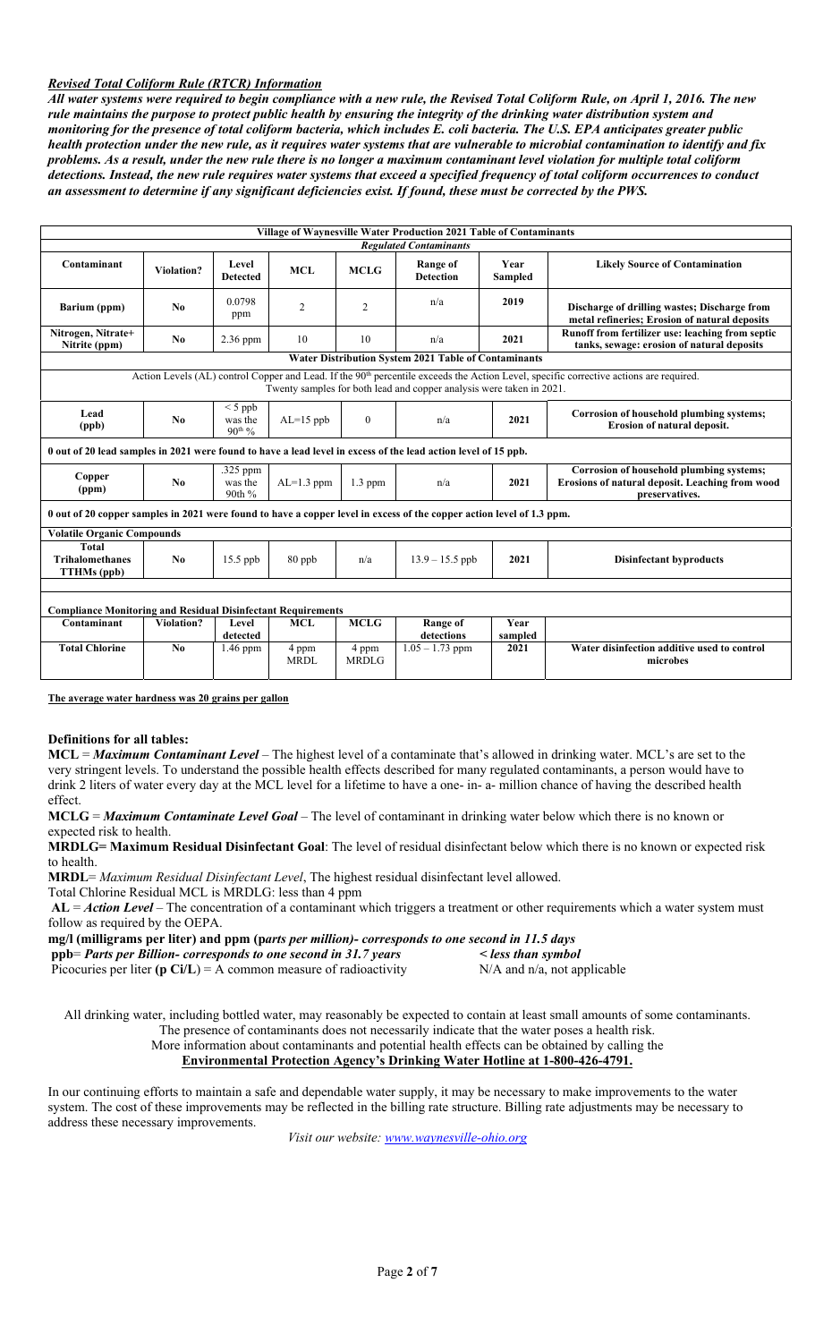### ***Revised Total Coliform Rule (RTCR) Information***

***All water systems were required to begin compliance with a new rule, the Revised Total Coliform Rule, on April 1, 2016. The new rule maintains the purpose to protect public health by ensuring the integrity of the drinking water distribution system and monitoring for the presence of total coliform bacteria, which includes E. coli bacteria. The U.S. EPA anticipates greater public health protection under the new rule, as it requires water systems that are vulnerable to microbial contamination to identify and fix problems. As a result, under the new rule there is no longer a maximum contaminant level violation for multiple total coliform detections. Instead, the new rule requires water systems that exceed a specified frequency of total coliform occurrences to conduct an assessment to determine if any significant deficiencies exist. If found, these must be corrected by the PWS.***

| **Village of Waynesville Water Production 2021 Table of Contaminants** | | | | | | | |
|---|---|---|---|---|---|---|---|
| ***Regulated Contaminants*** | | | | | | | |
| **Contaminant** | **Violation?** | **Level Detected** | **MCL** | **MCLG** | **Range of Detection** | **Year Sampled** | **Likely Source of Contamination** |
| **Barium (ppm)** | **No** | 0.0798 ppm | 2 | 2 | n/a | **2019** | **Discharge of drilling wastes; Discharge from metal refineries; Erosion of natural deposits** |
| **Nitrogen, Nitrate+ Nitrite (ppm)** | **No** | 2.36 ppm | 10 | 10 | n/a | **2021** | **Runoff from fertilizer use: leaching from septic tanks, sewage: erosion of natural deposits** |
| **Water Distribution System 2021 Table of Contaminants** | | | | | | | |
| Action Levels (AL) control Copper and Lead. If the 90th percentile exceeds the Action Level, specific corrective actions are required. Twenty samples for both lead and copper analysis were taken in 2021. | | | | | | | |
| **Lead (ppb)** | **No** | < 5 ppb was the 90th % | AL=15 ppb | 0 | n/a | **2021** | **Corrosion of household plumbing systems; Erosion of natural deposit.** |
| **0 out of 20 lead samples in 2021 were found to have a lead level in excess of the lead action level of 15 ppb.** | | | | | | | |
| **Copper (ppm)** | **No** | .325 ppm was the 90th % | AL=1.3 ppm | 1.3 ppm | n/a | **2021** | **Corrosion of household plumbing systems; Erosions of natural deposit. Leaching from wood preservatives.** |
| **0 out of 20 copper samples in 2021 were found to have a copper level in excess of the copper action level of 1.3 ppm.** | | | | | | | |
| **Volatile Organic Compounds** | | | | | | | |
| **Total Trihalomethanes TTHMs (ppb)** | **No** | 15.5 ppb | 80 ppb | n/a | 13.9 – 15.5 ppb | **2021** | **Disinfectant byproducts** |
| | | | | | | | |
| **Compliance Monitoring and Residual Disinfectant Requirements** | | | | | | | |
| **Contaminant** | **Violation?** | **Level detected** | **MCL** | **MCLG** | **Range of detections** | **Year sampled** | |
| **Total Chlorine** | **No** | 1.46 ppm | 4 ppm MRDL | 4 ppm MRDLG | 1.05 – 1.73 ppm | **2021** | **Water disinfection additive used to control microbes** |

**The average water hardness was 20 grains per gallon**

**Definitions for all tables:**

**MCL** = ***Maximum Contaminant Level*** – The highest level of a contaminate that's allowed in drinking water. MCL's are set to the very stringent levels. To understand the possible health effects described for many regulated contaminants, a person would have to drink 2 liters of water every day at the MCL level for a lifetime to have a one- in- a- million chance of having the described health effect.

**MCLG** = ***Maximum Contaminate Level Goal*** – The level of contaminant in drinking water below which there is no known or expected risk to health.

**MRDLG= Maximum Residual Disinfectant Goal**: The level of residual disinfectant below which there is no known or expected risk to health.

**MRDL**= *Maximum Residual Disinfectant Level*, The highest residual disinfectant level allowed.

Total Chlorine Residual MCL is MRDLG: less than 4 ppm

**AL** = ***Action Level*** – The concentration of a contaminant which triggers a treatment or other requirements which a water system must follow as required by the OEPA.

**mg/l (milligrams per liter) and ppm (*parts per million*)- *corresponds to one second in 11.5 days***

**ppb**= ***Parts per Billion- corresponds to one second in 31.7 years*** ***< less than symbol***

Picocuries per liter **(p Ci/L)** = A common measure of radioactivity N/A and n/a, not applicable

All drinking water, including bottled water, may reasonably be expected to contain at least small amounts of some contaminants. The presence of contaminants does not necessarily indicate that the water poses a health risk. More information about contaminants and potential health effects can be obtained by calling the **Environmental Protection Agency's Drinking Water Hotline at 1-800-426-4791.**

In our continuing efforts to maintain a safe and dependable water supply, it may be necessary to make improvements to the water system. The cost of these improvements may be reflected in the billing rate structure. Billing rate adjustments may be necessary to address these necessary improvements.

*Visit our website: www.waynesville-ohio.org*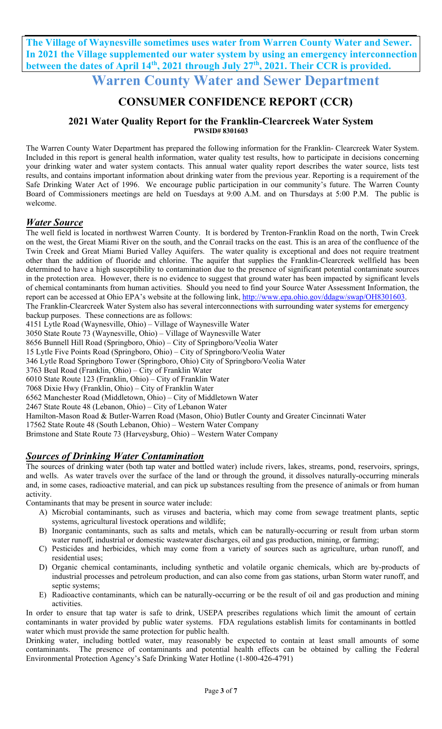**The Village of Waynesville sometimes uses water from Warren County Water and Sewer. In 2021 the Village supplemented our water system by using an emergency interconnection between the dates of April 14th, 2021 through July 27th, 2021. Their CCR is provided.**

# Warren County Water and Sewer Department

## CONSUMER CONFIDENCE REPORT (CCR)

### 2021 Water Quality Report for the Franklin-Clearcreek Water System

**PWSID# 8301603**

The Warren County Water Department has prepared the following information for the Franklin- Clearcreek Water System. Included in this report is general health information, water quality test results, how to participate in decisions concerning your drinking water and water system contacts. This annual water quality report describes the water source, lists test results, and contains important information about drinking water from the previous year. Reporting is a requirement of the Safe Drinking Water Act of 1996. We encourage public participation in our community's future. The Warren County Board of Commissioners meetings are held on Tuesdays at 9:00 A.M. and on Thursdays at 5:00 P.M. The public is welcome.

## *Water Source*

The well field is located in northwest Warren County. It is bordered by Trenton-Franklin Road on the north, Twin Creek on the west, the Great Miami River on the south, and the Conrail tracks on the east. This is an area of the confluence of the Twin Creek and Great Miami Buried Valley Aquifers. The water quality is exceptional and does not require treatment other than the addition of fluoride and chlorine. The aquifer that supplies the Franklin-Clearcreek wellfield has been determined to have a high susceptibility to contamination due to the presence of significant potential contaminate sources in the protection area. However, there is no evidence to suggest that ground water has been impacted by significant levels of chemical contaminants from human activities. Should you need to find your Source Water Assessment Information, the report can be accessed at Ohio EPA's website at the following link, http://www.epa.ohio.gov/ddagw/swap/OH8301603.

The Franklin-Clearcreek Water System also has several interconnections with surrounding water systems for emergency backup purposes. These connections are as follows:

4151 Lytle Road (Waynesville, Ohio) – Village of Waynesville Water
3050 State Route 73 (Waynesville, Ohio) – Village of Waynesville Water
8656 Bunnell Hill Road (Springboro, Ohio) – City of Springboro/Veolia Water
15 Lytle Five Points Road (Springboro, Ohio) – City of Springboro/Veolia Water
346 Lytle Road Springboro Tower (Springboro, Ohio) City of Springboro/Veolia Water
3763 Beal Road (Franklin, Ohio) – City of Franklin Water
6010 State Route 123 (Franklin, Ohio) – City of Franklin Water
7068 Dixie Hwy (Franklin, Ohio) – City of Franklin Water
6562 Manchester Road (Middletown, Ohio) – City of Middletown Water
2467 State Route 48 (Lebanon, Ohio) – City of Lebanon Water
Hamilton-Mason Road & Butler-Warren Road (Mason, Ohio) Butler County and Greater Cincinnati Water
17562 State Route 48 (South Lebanon, Ohio) – Western Water Company
Brimstone and State Route 73 (Harveysburg, Ohio) – Western Water Company

## *Sources of Drinking Water Contamination*

The sources of drinking water (both tap water and bottled water) include rivers, lakes, streams, pond, reservoirs, springs, and wells. As water travels over the surface of the land or through the ground, it dissolves naturally-occurring minerals and, in some cases, radioactive material, and can pick up substances resulting from the presence of animals or from human activity.

Contaminants that may be present in source water include:

A) Microbial contaminants, such as viruses and bacteria, which may come from sewage treatment plants, septic systems, agricultural livestock operations and wildlife;
B) Inorganic contaminants, such as salts and metals, which can be naturally-occurring or result from urban storm water runoff, industrial or domestic wastewater discharges, oil and gas production, mining, or farming;
C) Pesticides and herbicides, which may come from a variety of sources such as agriculture, urban runoff, and residential uses;
D) Organic chemical contaminants, including synthetic and volatile organic chemicals, which are by-products of industrial processes and petroleum production, and can also come from gas stations, urban Storm water runoff, and septic systems;
E) Radioactive contaminants, which can be naturally-occurring or be the result of oil and gas production and mining activities.

In order to ensure that tap water is safe to drink, USEPA prescribes regulations which limit the amount of certain contaminants in water provided by public water systems. FDA regulations establish limits for contaminants in bottled water which must provide the same protection for public health.

Drinking water, including bottled water, may reasonably be expected to contain at least small amounts of some contaminants. The presence of contaminants and potential health effects can be obtained by calling the Federal Environmental Protection Agency's Safe Drinking Water Hotline (1-800-426-4791)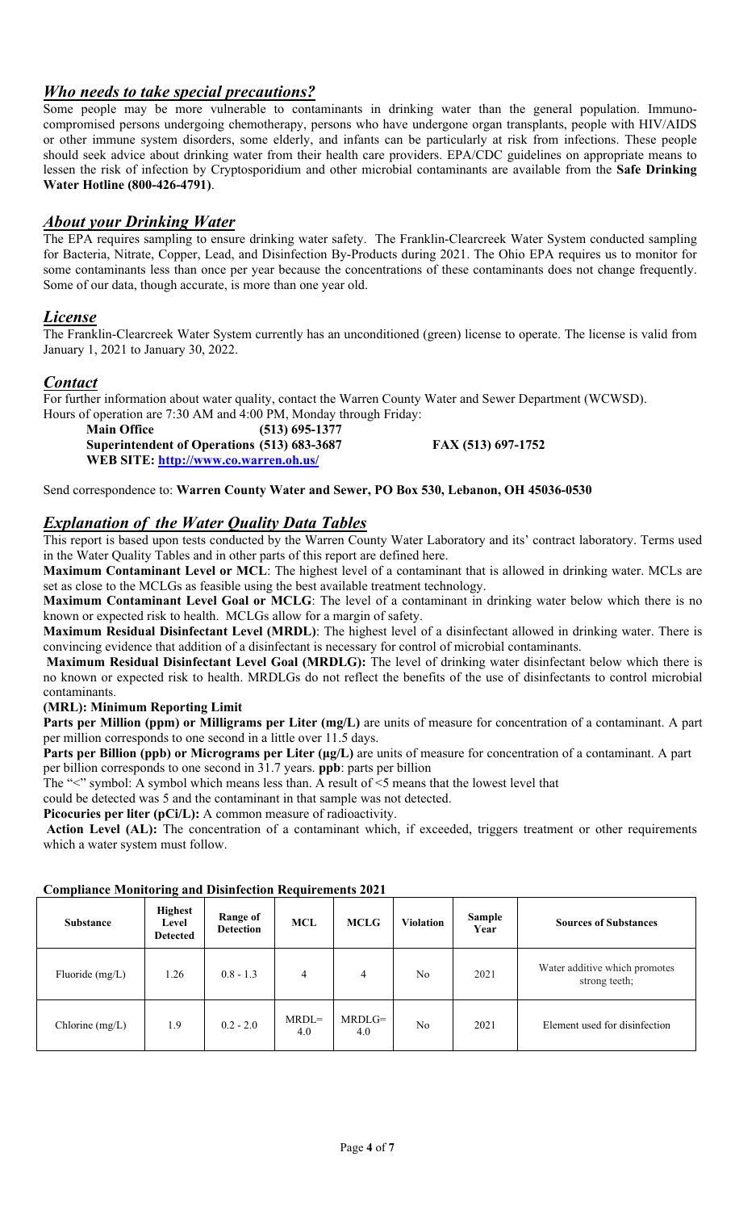## *Who needs to take special precautions?*

Some people may be more vulnerable to contaminants in drinking water than the general population. Immuno-compromised persons undergoing chemotherapy, persons who have undergone organ transplants, people with HIV/AIDS or other immune system disorders, some elderly, and infants can be particularly at risk from infections. These people should seek advice about drinking water from their health care providers. EPA/CDC guidelines on appropriate means to lessen the risk of infection by Cryptosporidium and other microbial contaminants are available from the **Safe Drinking Water Hotline (800-426-4791)**.

## *About your Drinking Water*

The EPA requires sampling to ensure drinking water safety. The Franklin-Clearcreek Water System conducted sampling for Bacteria, Nitrate, Copper, Lead, and Disinfection By-Products during 2021. The Ohio EPA requires us to monitor for some contaminants less than once per year because the concentrations of these contaminants does not change frequently. Some of our data, though accurate, is more than one year old.

## *License*

The Franklin-Clearcreek Water System currently has an unconditioned (green) license to operate. The license is valid from January 1, 2021 to January 30, 2022.

## *Contact*

For further information about water quality, contact the Warren County Water and Sewer Department (WCWSD).
Hours of operation are 7:30 AM and 4:00 PM, Monday through Friday:

**Main Office (513) 695-1377**
**Superintendent of Operations (513) 683-3687** **FAX (513) 697-1752**
**WEB SITE: http://www.co.warren.oh.us/**

Send correspondence to: **Warren County Water and Sewer, PO Box 530, Lebanon, OH 45036-0530**

## *Explanation of the Water Quality Data Tables*

This report is based upon tests conducted by the Warren County Water Laboratory and its' contract laboratory. Terms used in the Water Quality Tables and in other parts of this report are defined here.

**Maximum Contaminant Level or MCL**: The highest level of a contaminant that is allowed in drinking water. MCLs are set as close to the MCLGs as feasible using the best available treatment technology.

**Maximum Contaminant Level Goal or MCLG**: The level of a contaminant in drinking water below which there is no known or expected risk to health. MCLGs allow for a margin of safety.

**Maximum Residual Disinfectant Level (MRDL)**: The highest level of a disinfectant allowed in drinking water. There is convincing evidence that addition of a disinfectant is necessary for control of microbial contaminants.

**Maximum Residual Disinfectant Level Goal (MRDLG):** The level of drinking water disinfectant below which there is no known or expected risk to health. MRDLGs do not reflect the benefits of the use of disinfectants to control microbial contaminants.

**(MRL): Minimum Reporting Limit**

**Parts per Million (ppm) or Milligrams per Liter (mg/L)** are units of measure for concentration of a contaminant. A part per million corresponds to one second in a little over 11.5 days.

**Parts per Billion (ppb) or Micrograms per Liter (µg/L)** are units of measure for concentration of a contaminant. A part per billion corresponds to one second in 31.7 years. **ppb**: parts per billion

The "<" symbol: A symbol which means less than. A result of <5 means that the lowest level that could be detected was 5 and the contaminant in that sample was not detected.

**Picocuries per liter (pCi/L):** A common measure of radioactivity.

**Action Level (AL):** The concentration of a contaminant which, if exceeded, triggers treatment or other requirements which a water system must follow.

**Compliance Monitoring and Disinfection Requirements 2021**

| Substance | Highest Level Detected | Range of Detection | MCL | MCLG | Violation | Sample Year | Sources of Substances |
|---|---|---|---|---|---|---|---|
| Fluoride (mg/L) | 1.26 | 0.8 - 1.3 | 4 | 4 | No | 2021 | Water additive which promotes strong teeth; |
| Chlorine (mg/L) | 1.9 | 0.2 - 2.0 | MRDL= 4.0 | MRDLG= 4.0 | No | 2021 | Element used for disinfection |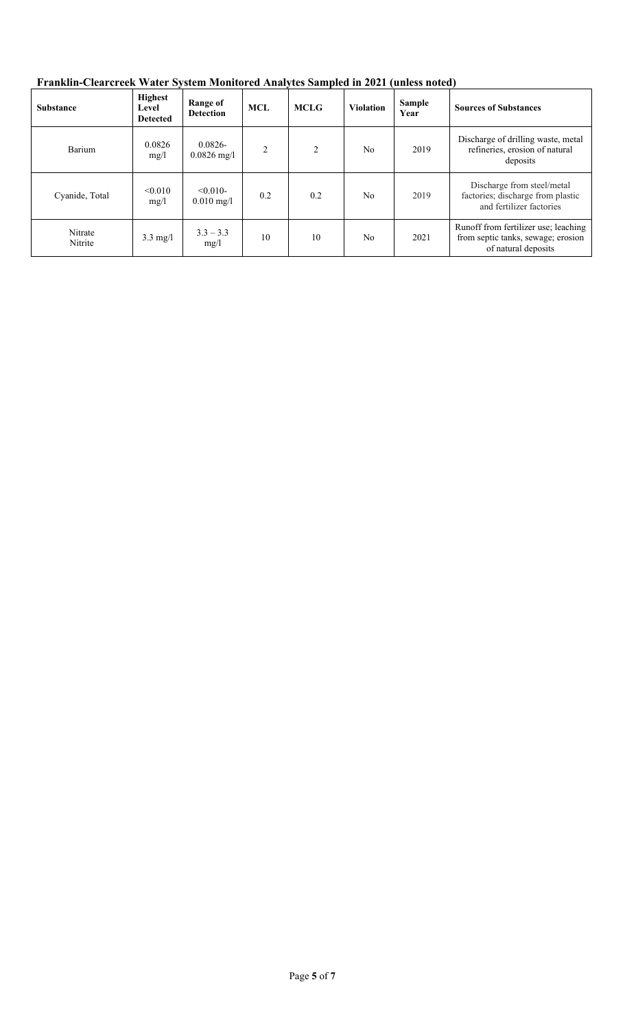**Franklin-Clearcreek Water System Monitored Analytes Sampled in 2021 (unless noted)**

| Substance | Highest Level Detected | Range of Detection | MCL | MCLG | Violation | Sample Year | Sources of Substances |
|---|---|---|---|---|---|---|---|
| Barium | 0.0826 mg/l | 0.0826-0.0826 mg/l | 2 | 2 | No | 2019 | Discharge of drilling waste, metal refineries, erosion of natural deposits |
| Cyanide, Total | <0.010 mg/l | <0.010-0.010 mg/l | 0.2 | 0.2 | No | 2019 | Discharge from steel/metal factories; discharge from plastic and fertilizer factories |
| Nitrate Nitrite | 3.3 mg/l | 3.3 – 3.3 mg/l | 10 | 10 | No | 2021 | Runoff from fertilizer use; leaching from septic tanks, sewage; erosion of natural deposits |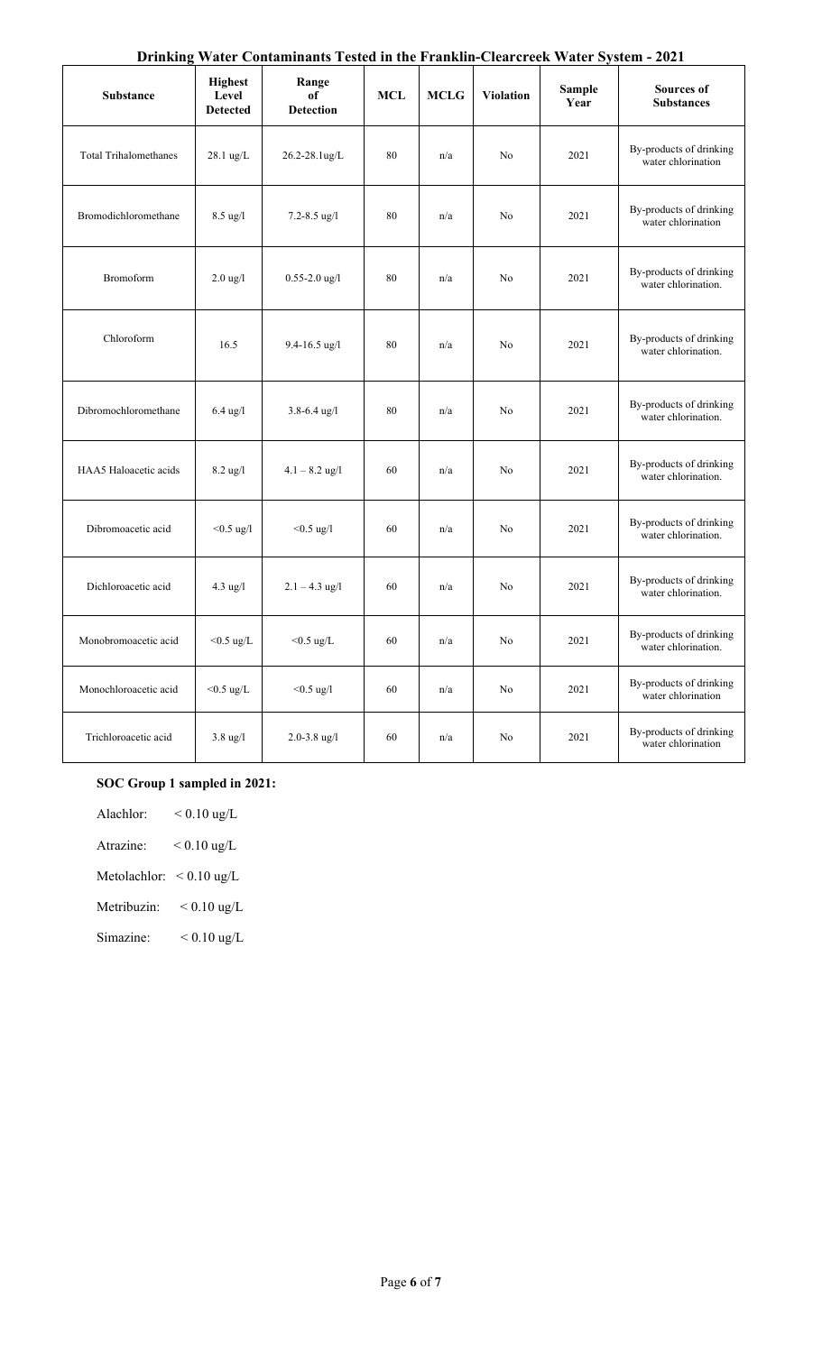**Drinking Water Contaminants Tested in the Franklin-Clearcreek Water System - 2021**

| Substance | Highest Level Detected | Range of Detection | MCL | MCLG | Violation | Sample Year | Sources of Substances |
|---|---|---|---|---|---|---|---|
| Total Trihalomethanes | 28.1 ug/L | 26.2-28.1ug/L | 80 | n/a | No | 2021 | By-products of drinking water chlorination |
| Bromodichloromethane | 8.5 ug/l | 7.2-8.5 ug/l | 80 | n/a | No | 2021 | By-products of drinking water chlorination |
| Bromoform | 2.0 ug/l | 0.55-2.0 ug/l | 80 | n/a | No | 2021 | By-products of drinking water chlorination. |
| Chloroform | 16.5 | 9.4-16.5 ug/l | 80 | n/a | No | 2021 | By-products of drinking water chlorination. |
| Dibromochloromethane | 6.4 ug/l | 3.8-6.4 ug/l | 80 | n/a | No | 2021 | By-products of drinking water chlorination. |
| HAA5 Haloacetic acids | 8.2 ug/l | 4.1 – 8.2 ug/l | 60 | n/a | No | 2021 | By-products of drinking water chlorination. |
| Dibromoacetic acid | <0.5 ug/l | <0.5 ug/l | 60 | n/a | No | 2021 | By-products of drinking water chlorination. |
| Dichloroacetic acid | 4.3 ug/l | 2.1 – 4.3 ug/l | 60 | n/a | No | 2021 | By-products of drinking water chlorination. |
| Monobromoacetic acid | <0.5 ug/L | <0.5 ug/L | 60 | n/a | No | 2021 | By-products of drinking water chlorination. |
| Monochloroacetic acid | <0.5 ug/L | <0.5 ug/l | 60 | n/a | No | 2021 | By-products of drinking water chlorination |
| Trichloroacetic acid | 3.8 ug/l | 2.0-3.8 ug/l | 60 | n/a | No | 2021 | By-products of drinking water chlorination |

**SOC Group 1 sampled in 2021:**

Alachlor: < 0.10 ug/L

Atrazine: < 0.10 ug/L

Metolachlor: < 0.10 ug/L

Metribuzin: < 0.10 ug/L

Simazine: < 0.10 ug/L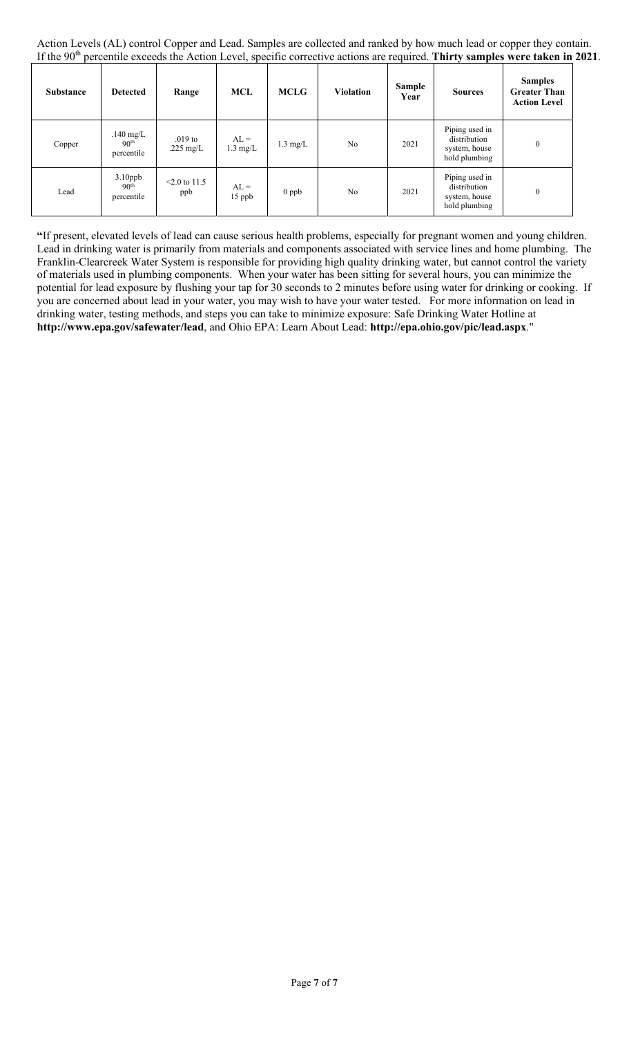Action Levels (AL) control Copper and Lead. Samples are collected and ranked by how much lead or copper they contain. If the 90[th] percentile exceeds the Action Level, specific corrective actions are required. **Thirty samples were taken in 2021**.

| **Substance** | **Detected** | **Range** | **MCL** | **MCLG** | **Violation** | **Sample Year** | **Sources** | **Samples Greater Than Action Level** |
|---|---|---|---|---|---|---|---|---|
| Copper | .140 mg/L 90[th] percentile | .019 to .225 mg/L | AL = 1.3 mg/L | 1.3 mg/L | No | 2021 | Piping used in distribution system, house hold plumbing | 0 |
| Lead | 3.10ppb 90[th] percentile | <2.0 to 11.5 ppb | AL = 15 ppb | 0 ppb | No | 2021 | Piping used in distribution system, house hold plumbing | 0 |

**"**If present, elevated levels of lead can cause serious health problems, especially for pregnant women and young children. Lead in drinking water is primarily from materials and components associated with service lines and home plumbing. The Franklin-Clearcreek Water System is responsible for providing high quality drinking water, but cannot control the variety of materials used in plumbing components. When your water has been sitting for several hours, you can minimize the potential for lead exposure by flushing your tap for 30 seconds to 2 minutes before using water for drinking or cooking. If you are concerned about lead in your water, you may wish to have your water tested. For more information on lead in drinking water, testing methods, and steps you can take to minimize exposure: Safe Drinking Water Hotline at **http://www.epa.gov/safewater/lead**, and Ohio EPA: Learn About Lead: **http://epa.ohio.gov/pic/lead.aspx**."